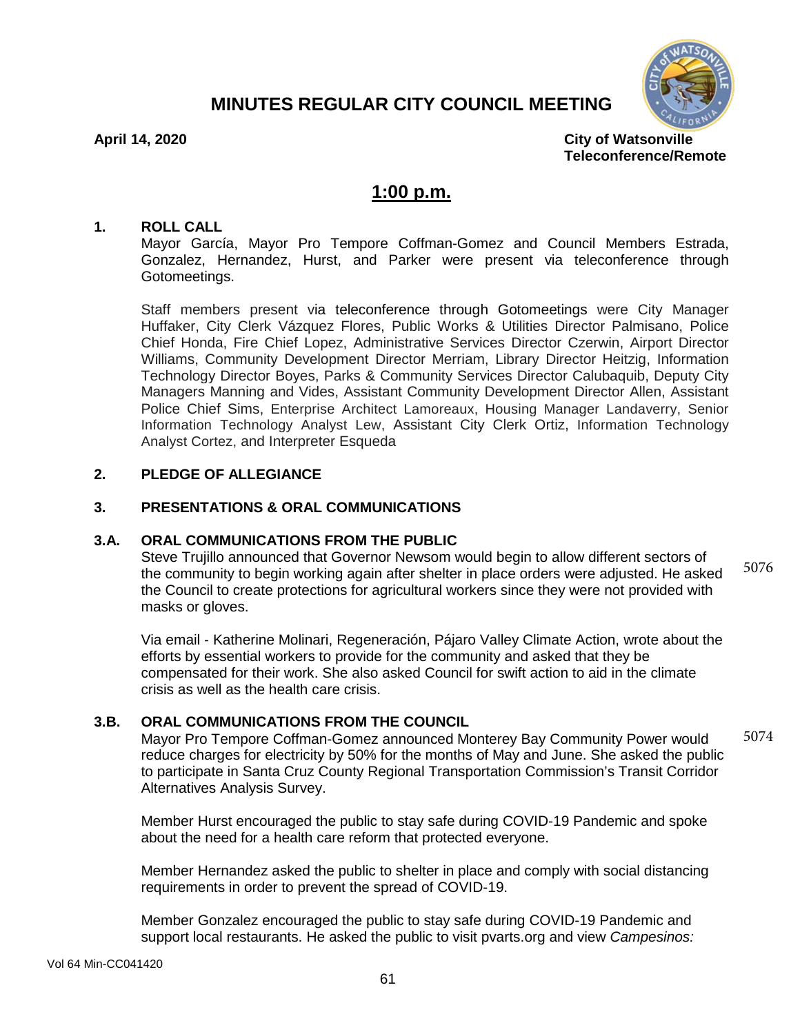# MINUTES REGULAR CITY COUNCIL MEETING

**April 14, 2020**

**City of Watsonville**
**Teleconference/Remote**

## 1:00 p.m.

### 1. ROLL CALL

Mayor García, Mayor Pro Tempore Coffman-Gomez and Council Members Estrada, Gonzalez, Hernandez, Hurst, and Parker were present via teleconference through Gotomeetings.

Staff members present via teleconference through Gotomeetings were City Manager Huffaker, City Clerk Vázquez Flores, Public Works & Utilities Director Palmisano, Police Chief Honda, Fire Chief Lopez, Administrative Services Director Czerwin, Airport Director Williams, Community Development Director Merriam, Library Director Heitzig, Information Technology Director Boyes, Parks & Community Services Director Calubaquib, Deputy City Managers Manning and Vides, Assistant Community Development Director Allen, Assistant Police Chief Sims, Enterprise Architect Lamoreaux, Housing Manager Landaverry, Senior Information Technology Analyst Lew, Assistant City Clerk Ortiz, Information Technology Analyst Cortez, and Interpreter Esqueda

### 2. PLEDGE OF ALLEGIANCE

### 3. PRESENTATIONS & ORAL COMMUNICATIONS

### 3.A. ORAL COMMUNICATIONS FROM THE PUBLIC

5076

Steve Trujillo announced that Governor Newsom would begin to allow different sectors of the community to begin working again after shelter in place orders were adjusted. He asked the Council to create protections for agricultural workers since they were not provided with masks or gloves.

Via email - Katherine Molinari, Regeneración, Pájaro Valley Climate Action, wrote about the efforts by essential workers to provide for the community and asked that they be compensated for their work. She also asked Council for swift action to aid in the climate crisis as well as the health care crisis.

### 3.B. ORAL COMMUNICATIONS FROM THE COUNCIL

5074

Mayor Pro Tempore Coffman-Gomez announced Monterey Bay Community Power would reduce charges for electricity by 50% for the months of May and June. She asked the public to participate in Santa Cruz County Regional Transportation Commission's Transit Corridor Alternatives Analysis Survey.

Member Hurst encouraged the public to stay safe during COVID-19 Pandemic and spoke about the need for a health care reform that protected everyone.

Member Hernandez asked the public to shelter in place and comply with social distancing requirements in order to prevent the spread of COVID-19.

Member Gonzalez encouraged the public to stay safe during COVID-19 Pandemic and support local restaurants. He asked the public to visit pvarts.org and view *Campesinos:*

Vol 64 Min-CC041420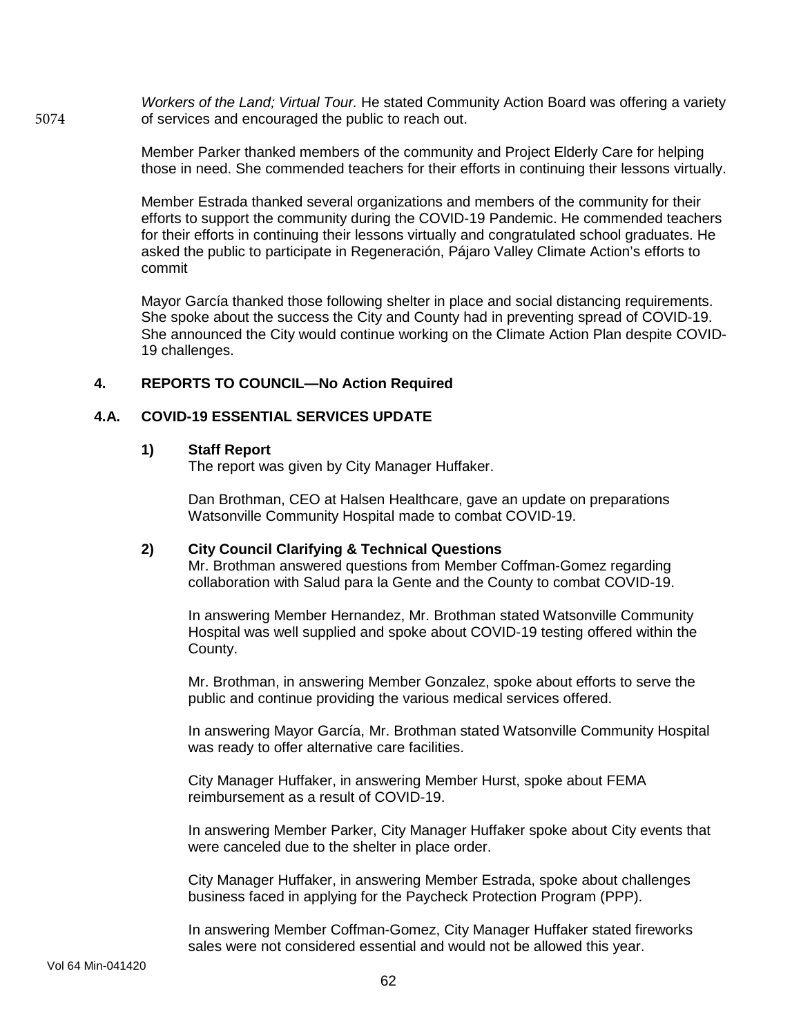*Workers of the Land; Virtual Tour.* He stated Community Action Board was offering a variety of services and encouraged the public to reach out.

Member Parker thanked members of the community and Project Elderly Care for helping those in need. She commended teachers for their efforts in continuing their lessons virtually.

Member Estrada thanked several organizations and members of the community for their efforts to support the community during the COVID-19 Pandemic. He commended teachers for their efforts in continuing their lessons virtually and congratulated school graduates. He asked the public to participate in Regeneración, Pájaro Valley Climate Action's efforts to commit

Mayor García thanked those following shelter in place and social distancing requirements. She spoke about the success the City and County had in preventing spread of COVID-19. She announced the City would continue working on the Climate Action Plan despite COVID-19 challenges.

## 4. REPORTS TO COUNCIL—No Action Required

### 4.A. COVID-19 ESSENTIAL SERVICES UPDATE

**1) Staff Report**

The report was given by City Manager Huffaker.

Dan Brothman, CEO at Halsen Healthcare, gave an update on preparations Watsonville Community Hospital made to combat COVID-19.

**2) City Council Clarifying & Technical Questions**

Mr. Brothman answered questions from Member Coffman-Gomez regarding collaboration with Salud para la Gente and the County to combat COVID-19.

In answering Member Hernandez, Mr. Brothman stated Watsonville Community Hospital was well supplied and spoke about COVID-19 testing offered within the County.

Mr. Brothman, in answering Member Gonzalez, spoke about efforts to serve the public and continue providing the various medical services offered.

In answering Mayor García, Mr. Brothman stated Watsonville Community Hospital was ready to offer alternative care facilities.

City Manager Huffaker, in answering Member Hurst, spoke about FEMA reimbursement as a result of COVID-19.

In answering Member Parker, City Manager Huffaker spoke about City events that were canceled due to the shelter in place order.

City Manager Huffaker, in answering Member Estrada, spoke about challenges business faced in applying for the Paycheck Protection Program (PPP).

In answering Member Coffman-Gomez, City Manager Huffaker stated fireworks sales were not considered essential and would not be allowed this year.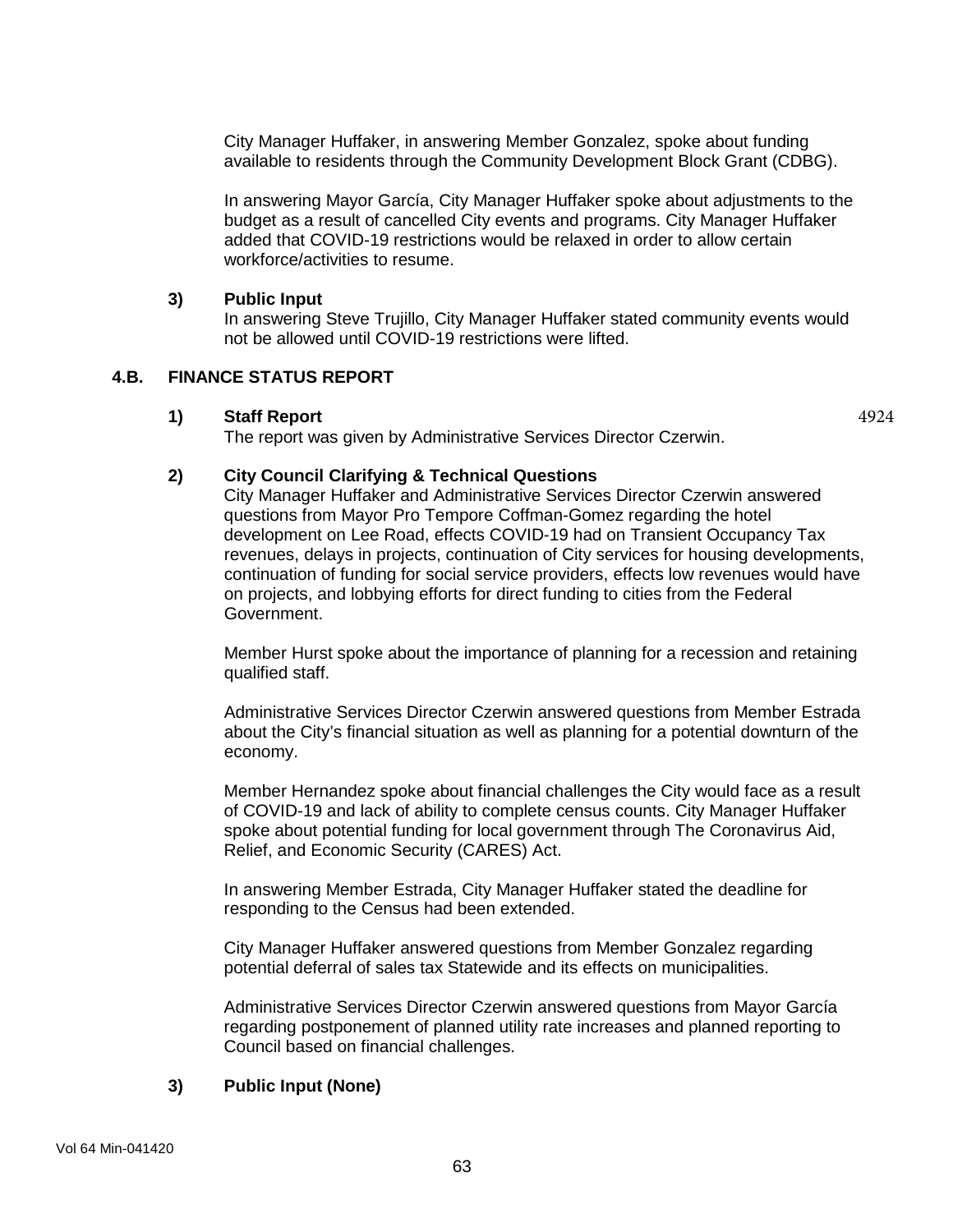City Manager Huffaker, in answering Member Gonzalez, spoke about funding available to residents through the Community Development Block Grant (CDBG).

In answering Mayor García, City Manager Huffaker spoke about adjustments to the budget as a result of cancelled City events and programs. City Manager Huffaker added that COVID-19 restrictions would be relaxed in order to allow certain workforce/activities to resume.

**3) Public Input**

In answering Steve Trujillo, City Manager Huffaker stated community events would not be allowed until COVID-19 restrictions were lifted.

## 4.B. FINANCE STATUS REPORT

**1) Staff Report** 4924

The report was given by Administrative Services Director Czerwin.

**2) City Council Clarifying & Technical Questions**

City Manager Huffaker and Administrative Services Director Czerwin answered questions from Mayor Pro Tempore Coffman-Gomez regarding the hotel development on Lee Road, effects COVID-19 had on Transient Occupancy Tax revenues, delays in projects, continuation of City services for housing developments, continuation of funding for social service providers, effects low revenues would have on projects, and lobbying efforts for direct funding to cities from the Federal Government.

Member Hurst spoke about the importance of planning for a recession and retaining qualified staff.

Administrative Services Director Czerwin answered questions from Member Estrada about the City's financial situation as well as planning for a potential downturn of the economy.

Member Hernandez spoke about financial challenges the City would face as a result of COVID-19 and lack of ability to complete census counts. City Manager Huffaker spoke about potential funding for local government through The Coronavirus Aid, Relief, and Economic Security (CARES) Act.

In answering Member Estrada, City Manager Huffaker stated the deadline for responding to the Census had been extended.

City Manager Huffaker answered questions from Member Gonzalez regarding potential deferral of sales tax Statewide and its effects on municipalities.

Administrative Services Director Czerwin answered questions from Mayor García regarding postponement of planned utility rate increases and planned reporting to Council based on financial challenges.

**3) Public Input (None)**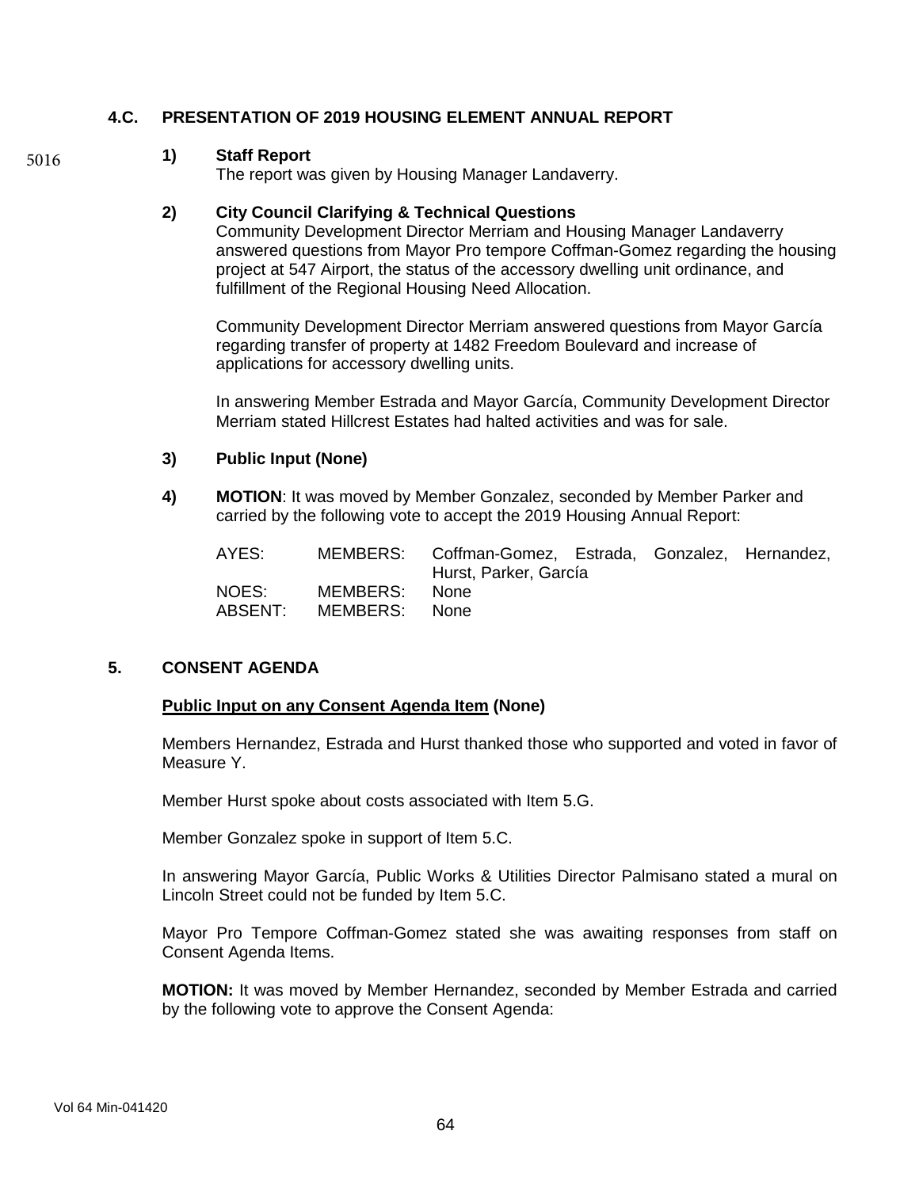### 4.C. PRESENTATION OF 2019 HOUSING ELEMENT ANNUAL REPORT

5016

**1) Staff Report**
The report was given by Housing Manager Landaverry.

**2) City Council Clarifying & Technical Questions**
Community Development Director Merriam and Housing Manager Landaverry answered questions from Mayor Pro tempore Coffman-Gomez regarding the housing project at 547 Airport, the status of the accessory dwelling unit ordinance, and fulfillment of the Regional Housing Need Allocation.

Community Development Director Merriam answered questions from Mayor García regarding transfer of property at 1482 Freedom Boulevard and increase of applications for accessory dwelling units.

In answering Member Estrada and Mayor García, Community Development Director Merriam stated Hillcrest Estates had halted activities and was for sale.

**3) Public Input (None)**

**4) MOTION**: It was moved by Member Gonzalez, seconded by Member Parker and carried by the following vote to accept the 2019 Housing Annual Report:

| | | |
|---|---|---|
| AYES: | MEMBERS: | Coffman-Gomez, Estrada, Gonzalez, Hernandez, Hurst, Parker, García |
| NOES: | MEMBERS: | None |
| ABSENT: | MEMBERS: | None |

### 5. CONSENT AGENDA

**Public Input on any Consent Agenda Item (None)**

Members Hernandez, Estrada and Hurst thanked those who supported and voted in favor of Measure Y.

Member Hurst spoke about costs associated with Item 5.G.

Member Gonzalez spoke in support of Item 5.C.

In answering Mayor García, Public Works & Utilities Director Palmisano stated a mural on Lincoln Street could not be funded by Item 5.C.

Mayor Pro Tempore Coffman-Gomez stated she was awaiting responses from staff on Consent Agenda Items.

**MOTION:** It was moved by Member Hernandez, seconded by Member Estrada and carried by the following vote to approve the Consent Agenda: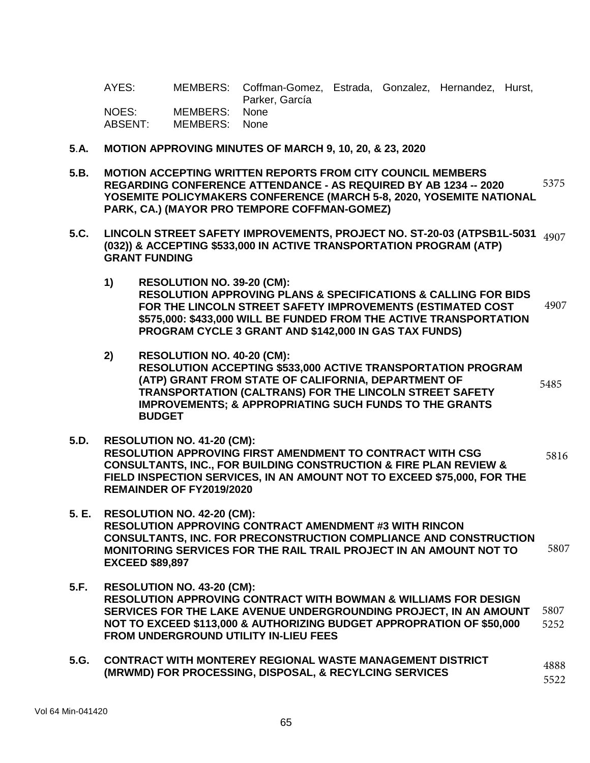AYES: MEMBERS: Coffman-Gomez, Estrada, Gonzalez, Hernandez, Hurst, Parker, García
NOES: MEMBERS: None
ABSENT: MEMBERS: None

**5.A. MOTION APPROVING MINUTES OF MARCH 9, 10, 20, & 23, 2020**

**5.B. MOTION ACCEPTING WRITTEN REPORTS FROM CITY COUNCIL MEMBERS REGARDING CONFERENCE ATTENDANCE - AS REQUIRED BY AB 1234 -- 2020 YOSEMITE POLICYMAKERS CONFERENCE (MARCH 5-8, 2020, YOSEMITE NATIONAL PARK, CA.) (MAYOR PRO TEMPORE COFFMAN-GOMEZ)** 5375

**5.C. LINCOLN STREET SAFETY IMPROVEMENTS, PROJECT NO. ST-20-03 (ATPSB1L-5031 (032)) & ACCEPTING $533,000 IN ACTIVE TRANSPORTATION PROGRAM (ATP) GRANT FUNDING** 4907

1) **RESOLUTION NO. 39-20 (CM):**
**RESOLUTION APPROVING PLANS & SPECIFICATIONS & CALLING FOR BIDS FOR THE LINCOLN STREET SAFETY IMPROVEMENTS (ESTIMATED COST $575,000: $433,000 WILL BE FUNDED FROM THE ACTIVE TRANSPORTATION PROGRAM CYCLE 3 GRANT AND $142,000 IN GAS TAX FUNDS)** 4907

2) **RESOLUTION NO. 40-20 (CM):**
**RESOLUTION ACCEPTING $533,000 ACTIVE TRANSPORTATION PROGRAM (ATP) GRANT FROM STATE OF CALIFORNIA, DEPARTMENT OF TRANSPORTATION (CALTRANS) FOR THE LINCOLN STREET SAFETY IMPROVEMENTS; & APPROPRIATING SUCH FUNDS TO THE GRANTS BUDGET** 5485

**5.D. RESOLUTION NO. 41-20 (CM):**
**RESOLUTION APPROVING FIRST AMENDMENT TO CONTRACT WITH CSG CONSULTANTS, INC., FOR BUILDING CONSTRUCTION & FIRE PLAN REVIEW & FIELD INSPECTION SERVICES, IN AN AMOUNT NOT TO EXCEED $75,000, FOR THE REMAINDER OF FY2019/2020** 5816

**5. E. RESOLUTION NO. 42-20 (CM):**
**RESOLUTION APPROVING CONTRACT AMENDMENT #3 WITH RINCON CONSULTANTS, INC. FOR PRECONSTRUCTION COMPLIANCE AND CONSTRUCTION MONITORING SERVICES FOR THE RAIL TRAIL PROJECT IN AN AMOUNT NOT TO EXCEED $89,897** 5807

**5.F. RESOLUTION NO. 43-20 (CM):**
**RESOLUTION APPROVING CONTRACT WITH BOWMAN & WILLIAMS FOR DESIGN SERVICES FOR THE LAKE AVENUE UNDERGROUNDING PROJECT, IN AN AMOUNT NOT TO EXCEED $113,000 & AUTHORIZING BUDGET APPROPRATION OF $50,000 FROM UNDERGROUND UTILITY IN-LIEU FEES** 5807 5252

**5.G. CONTRACT WITH MONTEREY REGIONAL WASTE MANAGEMENT DISTRICT (MRWMD) FOR PROCESSING, DISPOSAL, & RECYLCING SERVICES** 4888 5522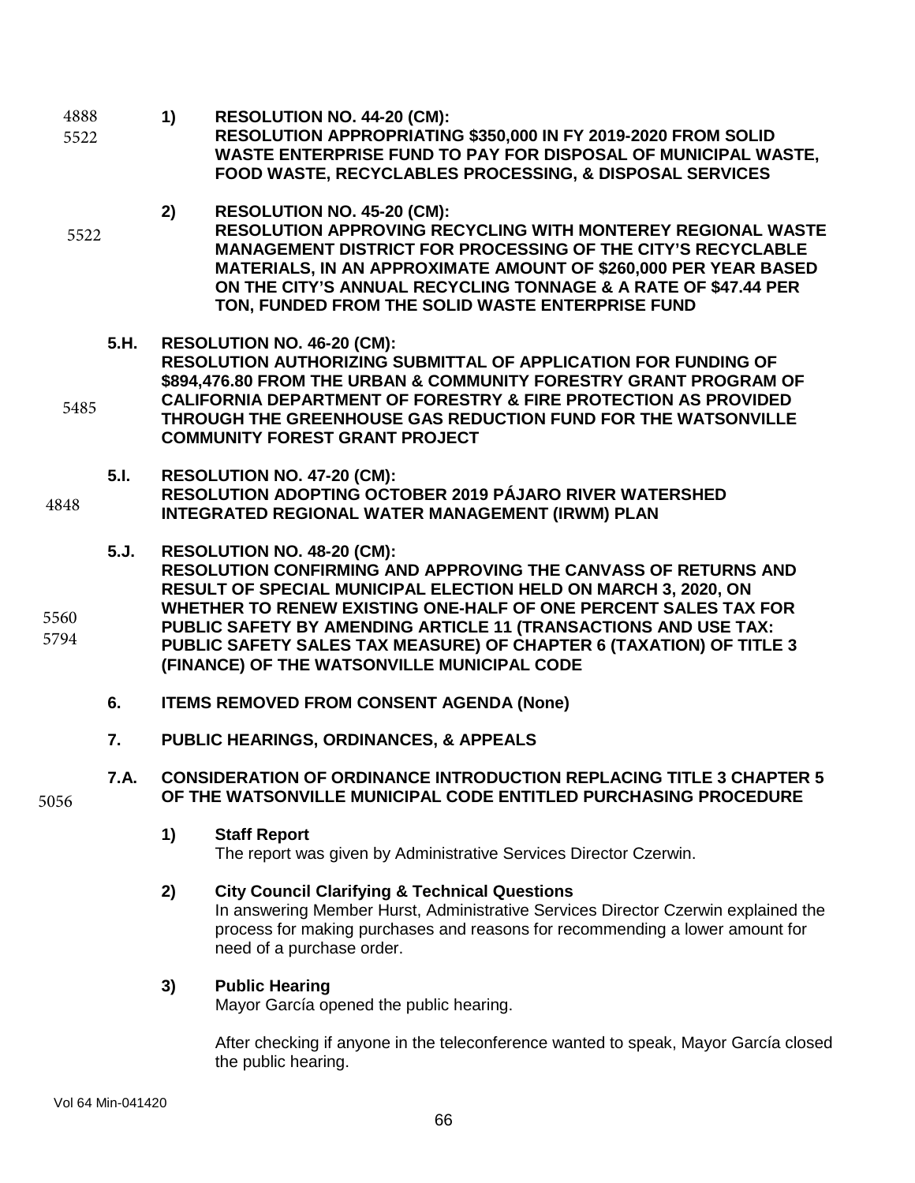4888
5522

**1) RESOLUTION NO. 44-20 (CM):**
**RESOLUTION APPROPRIATING $350,000 IN FY 2019-2020 FROM SOLID WASTE ENTERPRISE FUND TO PAY FOR DISPOSAL OF MUNICIPAL WASTE, FOOD WASTE, RECYCLABLES PROCESSING, & DISPOSAL SERVICES**

5522

**2) RESOLUTION NO. 45-20 (CM):**
**RESOLUTION APPROVING RECYCLING WITH MONTEREY REGIONAL WASTE MANAGEMENT DISTRICT FOR PROCESSING OF THE CITY'S RECYCLABLE MATERIALS, IN AN APPROXIMATE AMOUNT OF $260,000 PER YEAR BASED ON THE CITY'S ANNUAL RECYCLING TONNAGE & A RATE OF $47.44 PER TON, FUNDED FROM THE SOLID WASTE ENTERPRISE FUND**

5485

**5.H. RESOLUTION NO. 46-20 (CM):**
**RESOLUTION AUTHORIZING SUBMITTAL OF APPLICATION FOR FUNDING OF $894,476.80 FROM THE URBAN & COMMUNITY FORESTRY GRANT PROGRAM OF CALIFORNIA DEPARTMENT OF FORESTRY & FIRE PROTECTION AS PROVIDED THROUGH THE GREENHOUSE GAS REDUCTION FUND FOR THE WATSONVILLE COMMUNITY FOREST GRANT PROJECT**

4848

**5.I. RESOLUTION NO. 47-20 (CM):**
**RESOLUTION ADOPTING OCTOBER 2019 PÁJARO RIVER WATERSHED INTEGRATED REGIONAL WATER MANAGEMENT (IRWM) PLAN**

5560
5794

**5.J. RESOLUTION NO. 48-20 (CM):**
**RESOLUTION CONFIRMING AND APPROVING THE CANVASS OF RETURNS AND RESULT OF SPECIAL MUNICIPAL ELECTION HELD ON MARCH 3, 2020, ON WHETHER TO RENEW EXISTING ONE-HALF OF ONE PERCENT SALES TAX FOR PUBLIC SAFETY BY AMENDING ARTICLE 11 (TRANSACTIONS AND USE TAX: PUBLIC SAFETY SALES TAX MEASURE) OF CHAPTER 6 (TAXATION) OF TITLE 3 (FINANCE) OF THE WATSONVILLE MUNICIPAL CODE**

**6. ITEMS REMOVED FROM CONSENT AGENDA (None)**

**7. PUBLIC HEARINGS, ORDINANCES, & APPEALS**

5056

**7.A. CONSIDERATION OF ORDINANCE INTRODUCTION REPLACING TITLE 3 CHAPTER 5 OF THE WATSONVILLE MUNICIPAL CODE ENTITLED PURCHASING PROCEDURE**

**1) Staff Report**
The report was given by Administrative Services Director Czerwin.

**2) City Council Clarifying & Technical Questions**
In answering Member Hurst, Administrative Services Director Czerwin explained the process for making purchases and reasons for recommending a lower amount for need of a purchase order.

**3) Public Hearing**
Mayor García opened the public hearing.

After checking if anyone in the teleconference wanted to speak, Mayor García closed the public hearing.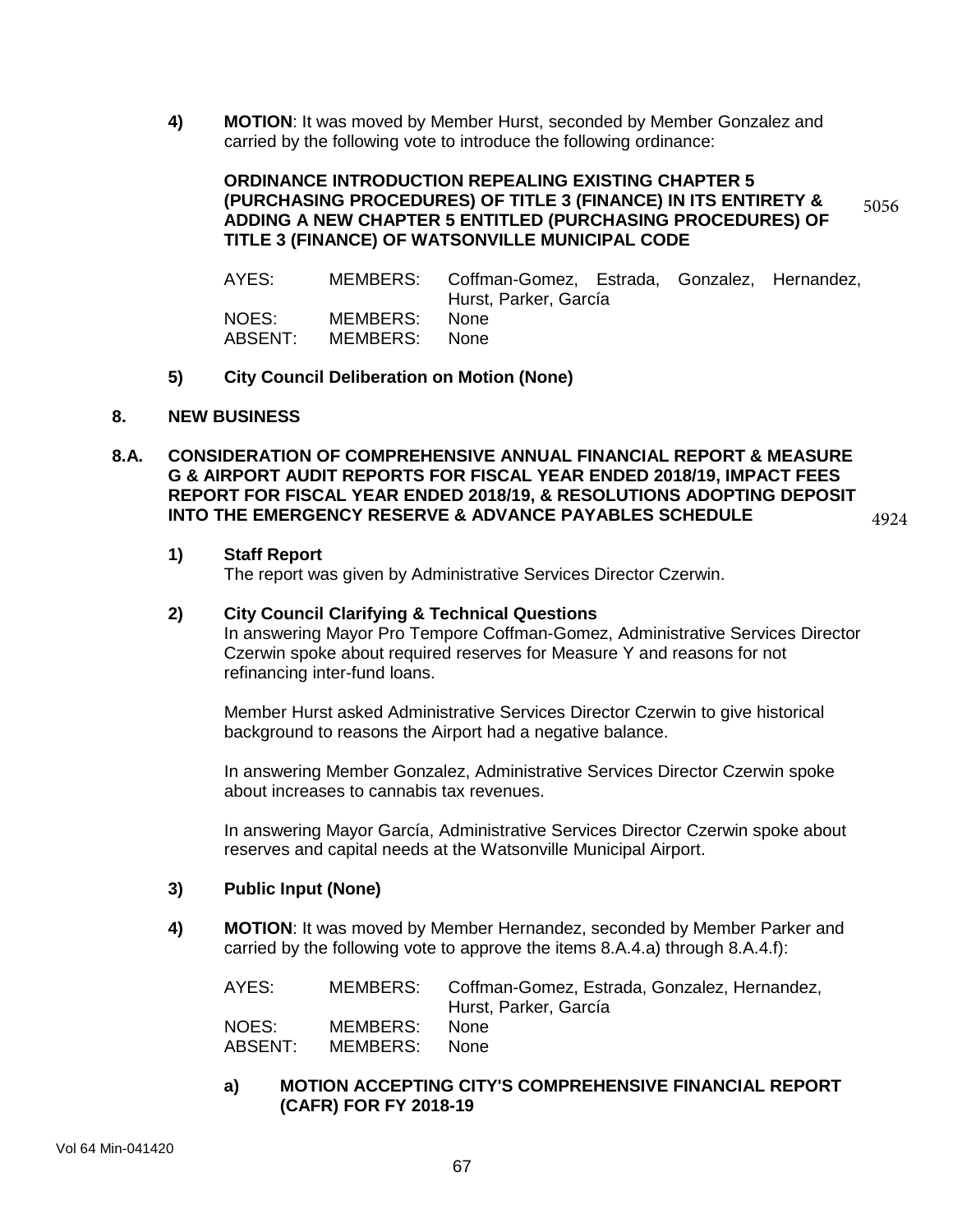4) **MOTION**: It was moved by Member Hurst, seconded by Member Gonzalez and carried by the following vote to introduce the following ordinance:

**ORDINANCE INTRODUCTION REPEALING EXISTING CHAPTER 5 (PURCHASING PROCEDURES) OF TITLE 3 (FINANCE) IN ITS ENTIRETY & ADDING A NEW CHAPTER 5 ENTITLED (PURCHASING PROCEDURES) OF TITLE 3 (FINANCE) OF WATSONVILLE MUNICIPAL CODE** 5056

| | | |
|---|---|---|
| AYES: | MEMBERS: | Coffman-Gomez, Estrada, Gonzalez, Hernandez, Hurst, Parker, García |
| NOES: | MEMBERS: | None |
| ABSENT: | MEMBERS: | None |

5) **City Council Deliberation on Motion (None)**

## 8. NEW BUSINESS

### 8.A. CONSIDERATION OF COMPREHENSIVE ANNUAL FINANCIAL REPORT & MEASURE G & AIRPORT AUDIT REPORTS FOR FISCAL YEAR ENDED 2018/19, IMPACT FEES REPORT FOR FISCAL YEAR ENDED 2018/19, & RESOLUTIONS ADOPTING DEPOSIT INTO THE EMERGENCY RESERVE & ADVANCE PAYABLES SCHEDULE 4924

1) **Staff Report**
The report was given by Administrative Services Director Czerwin.

2) **City Council Clarifying & Technical Questions**
In answering Mayor Pro Tempore Coffman-Gomez, Administrative Services Director Czerwin spoke about required reserves for Measure Y and reasons for not refinancing inter-fund loans.

Member Hurst asked Administrative Services Director Czerwin to give historical background to reasons the Airport had a negative balance.

In answering Member Gonzalez, Administrative Services Director Czerwin spoke about increases to cannabis tax revenues.

In answering Mayor García, Administrative Services Director Czerwin spoke about reserves and capital needs at the Watsonville Municipal Airport.

3) **Public Input (None)**

4) **MOTION**: It was moved by Member Hernandez, seconded by Member Parker and carried by the following vote to approve the items 8.A.4.a) through 8.A.4.f):

| | | |
|---|---|---|
| AYES: | MEMBERS: | Coffman-Gomez, Estrada, Gonzalez, Hernandez, Hurst, Parker, García |
| NOES: | MEMBERS: | None |
| ABSENT: | MEMBERS: | None |

a) **MOTION ACCEPTING CITY'S COMPREHENSIVE FINANCIAL REPORT (CAFR) FOR FY 2018-19**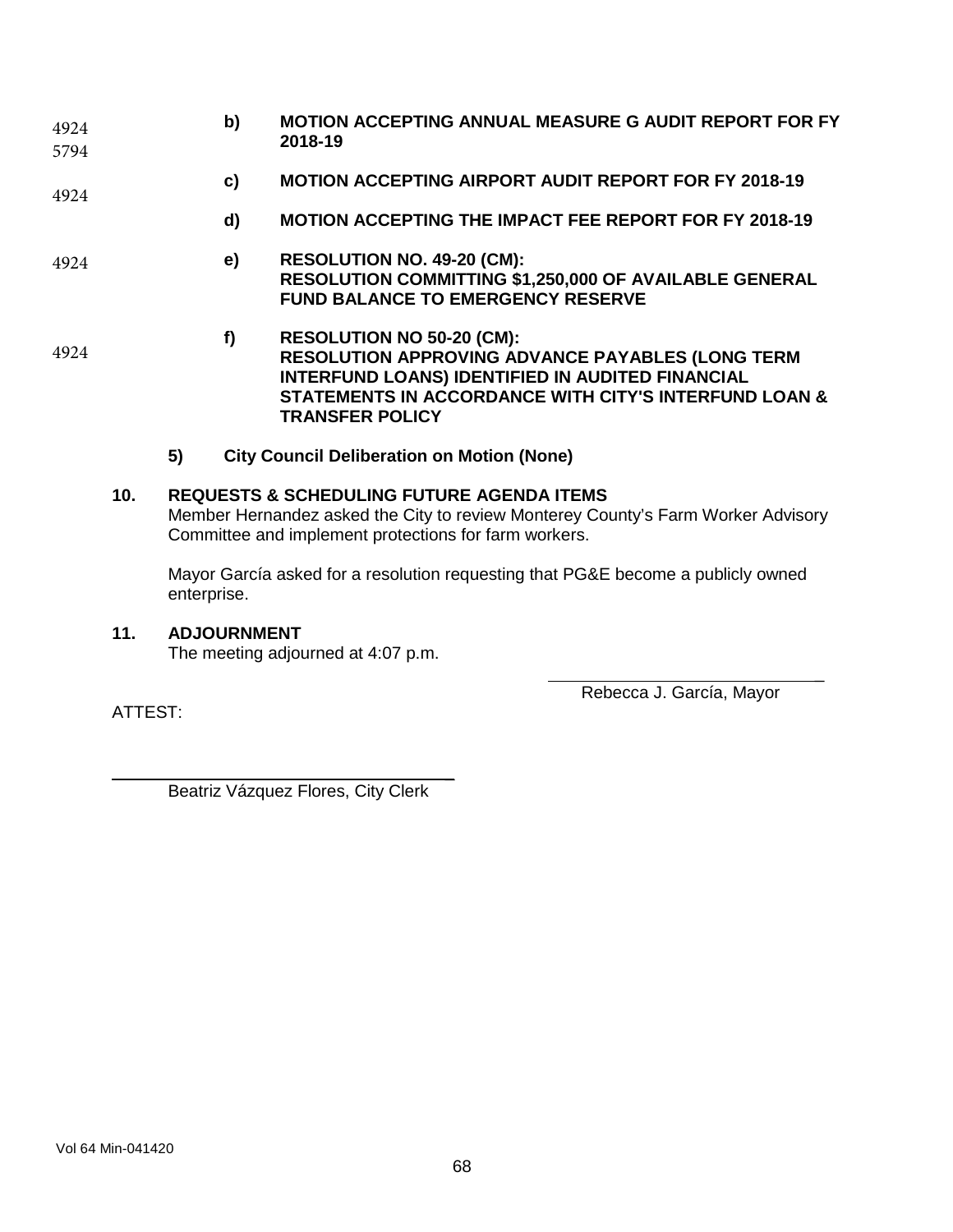4924
5794

**b) MOTION ACCEPTING ANNUAL MEASURE G AUDIT REPORT FOR FY 2018-19**

4924

**c) MOTION ACCEPTING AIRPORT AUDIT REPORT FOR FY 2018-19**

**d) MOTION ACCEPTING THE IMPACT FEE REPORT FOR FY 2018-19**

4924

**e) RESOLUTION NO. 49-20 (CM):**
**RESOLUTION COMMITTING $1,250,000 OF AVAILABLE GENERAL FUND BALANCE TO EMERGENCY RESERVE**

4924

**f) RESOLUTION NO 50-20 (CM):**
**RESOLUTION APPROVING ADVANCE PAYABLES (LONG TERM INTERFUND LOANS) IDENTIFIED IN AUDITED FINANCIAL STATEMENTS IN ACCORDANCE WITH CITY'S INTERFUND LOAN & TRANSFER POLICY**

**5) City Council Deliberation on Motion (None)**

**10. REQUESTS & SCHEDULING FUTURE AGENDA ITEMS**

Member Hernandez asked the City to review Monterey County's Farm Worker Advisory Committee and implement protections for farm workers.

Mayor García asked for a resolution requesting that PG&E become a publicly owned enterprise.

**11. ADJOURNMENT**

The meeting adjourned at 4:07 p.m.

_____________________________
Rebecca J. García, Mayor

ATTEST:

_____________________________
Beatriz Vázquez Flores, City Clerk

Vol 64 Min-041420